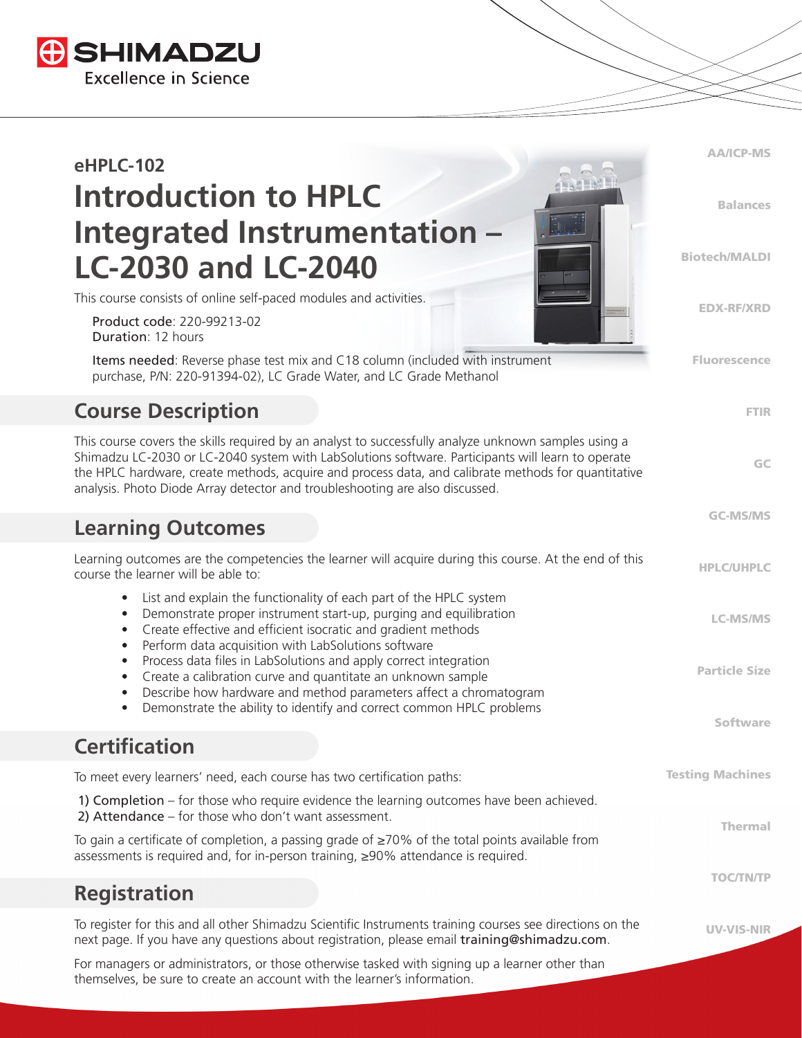# eHPLC-102

# Introduction to HPLC Integrated Instrumentation – LC-2030 and LC-2040

This course consists of online self-paced modules and activities.

Product code: 220-99213-02
Duration: 12 hours

Items needed: Reverse phase test mix and C18 column (included with instrument purchase, P/N: 220-91394-02), LC Grade Water, and LC Grade Methanol

## Course Description

This course covers the skills required by an analyst to successfully analyze unknown samples using a Shimadzu LC-2030 or LC-2040 system with LabSolutions software. Participants will learn to operate the HPLC hardware, create methods, acquire and process data, and calibrate methods for quantitative analysis. Photo Diode Array detector and troubleshooting are also discussed.

## Learning Outcomes

Learning outcomes are the competencies the learner will acquire during this course. At the end of this course the learner will be able to:

- List and explain the functionality of each part of the HPLC system
- Demonstrate proper instrument start-up, purging and equilibration
- Create effective and efficient isocratic and gradient methods
- Perform data acquisition with LabSolutions software
- Process data files in LabSolutions and apply correct integration
- Create a calibration curve and quantitate an unknown sample
- Describe how hardware and method parameters affect a chromatogram
- Demonstrate the ability to identify and correct common HPLC problems

## Certification

To meet every learners' need, each course has two certification paths:

1) Completion – for those who require evidence the learning outcomes have been achieved.
2) Attendance – for those who don't want assessment.

To gain a certificate of completion, a passing grade of ≥70% of the total points available from assessments is required and, for in-person training, ≥90% attendance is required.

## Registration

To register for this and all other Shimadzu Scientific Instruments training courses see directions on the next page. If you have any questions about registration, please email training@shimadzu.com.

For managers or administrators, or those otherwise tasked with signing up a learner other than themselves, be sure to create an account with the learner's information.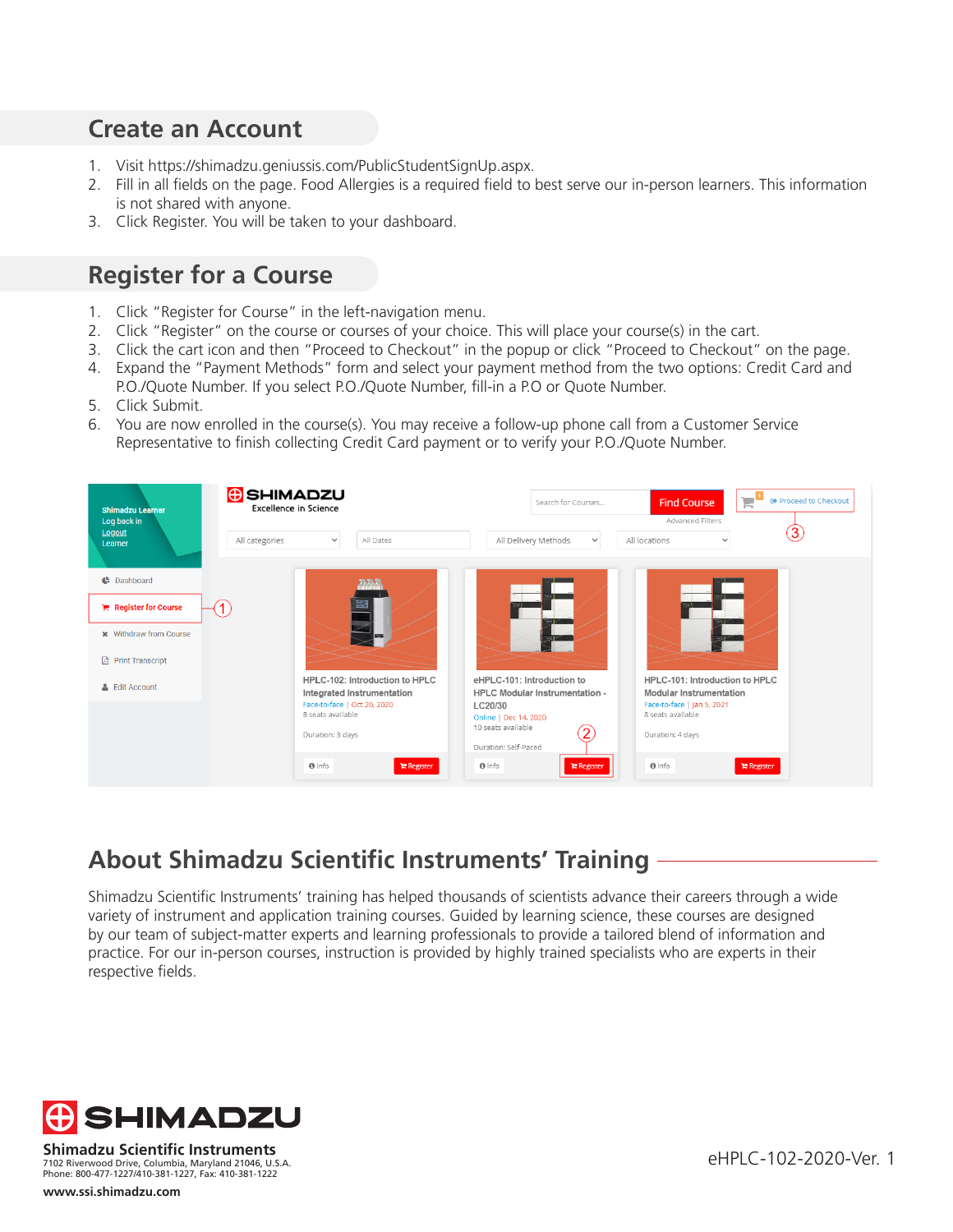## Create an Account

1. Visit https://shimadzu.geniussis.com/PublicStudentSignUp.aspx.
2. Fill in all fields on the page. Food Allergies is a required field to best serve our in-person learners. This information is not shared with anyone.
3. Click Register. You will be taken to your dashboard.

## Register for a Course

1. Click “Register for Course” in the left-navigation menu.
2. Click “Register” on the course or courses of your choice. This will place your course(s) in the cart.
3. Click the cart icon and then “Proceed to Checkout” in the popup or click “Proceed to Checkout” on the page.
4. Expand the “Payment Methods” form and select your payment method from the two options: Credit Card and P.O./Quote Number. If you select P.O./Quote Number, fill-in a P.O or Quote Number.
5. Click Submit.
6. You are now enrolled in the course(s). You may receive a follow-up phone call from a Customer Service Representative to finish collecting Credit Card payment or to verify your P.O./Quote Number.

## About Shimadzu Scientific Instruments’ Training

Shimadzu Scientific Instruments’ training has helped thousands of scientists advance their careers through a wide variety of instrument and application training courses. Guided by learning science, these courses are designed by our team of subject-matter experts and learning professionals to provide a tailored blend of information and practice. For our in-person courses, instruction is provided by highly trained specialists who are experts in their respective fields.

**Shimadzu Scientific Instruments**
7102 Riverwood Drive, Columbia, Maryland 21046, U.S.A.
Phone: 800-477-1227/410-381-1227, Fax: 410-381-1222
**www.ssi.shimadzu.com**

eHPLC-102-2020-Ver. 1